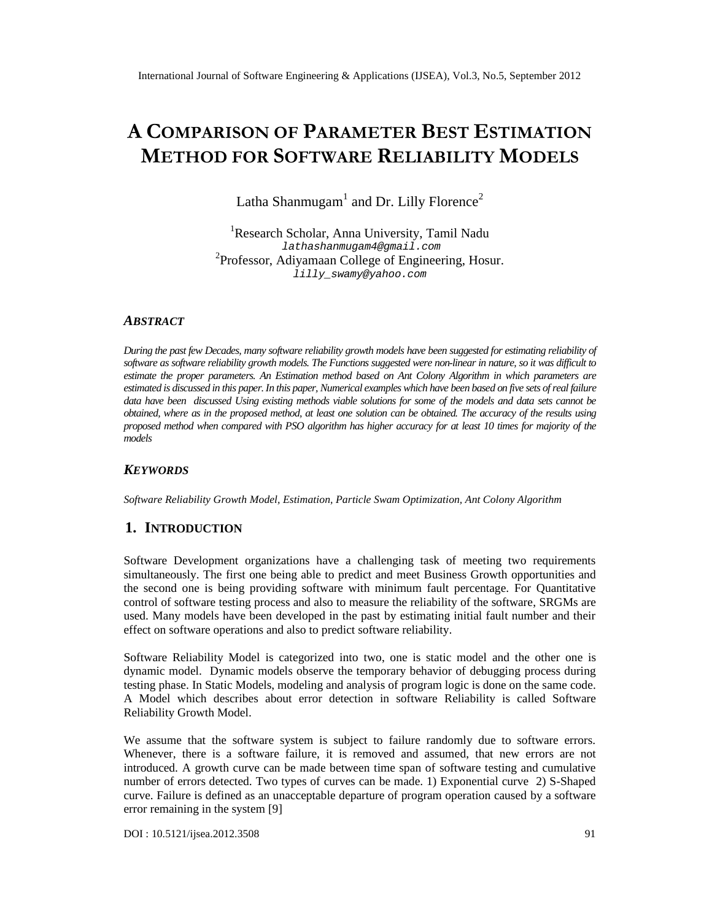# A COMPARISON OF PARAMETER BEST ESTIMATION METHOD FOR SOFTWARE RELIABILITY MODELS

Latha Shanmugam[1] and Dr. Lilly Florence[2]

[1]Research Scholar, Anna University, Tamil Nadu
lathashanmugam4@gmail.com
[2]Professor, Adiyamaan College of Engineering, Hosur.
lilly_swamy@yahoo.com

### *ABSTRACT*

*During the past few Decades, many software reliability growth models have been suggested for estimating reliability of software as software reliability growth models. The Functions suggested were non-linear in nature, so it was difficult to estimate the proper parameters. An Estimation method based on Ant Colony Algorithm in which parameters are estimated is discussed in this paper. In this paper, Numerical examples which have been based on five sets of real failure data have been discussed Using existing methods viable solutions for some of the models and data sets cannot be obtained, where as in the proposed method, at least one solution can be obtained. The accuracy of the results using proposed method when compared with PSO algorithm has higher accuracy for at least 10 times for majority of the models*

### *KEYWORDS*

*Software Reliability Growth Model, Estimation, Particle Swam Optimization, Ant Colony Algorithm*

## 1. INTRODUCTION

Software Development organizations have a challenging task of meeting two requirements simultaneously. The first one being able to predict and meet Business Growth opportunities and the second one is being providing software with minimum fault percentage. For Quantitative control of software testing process and also to measure the reliability of the software, SRGMs are used. Many models have been developed in the past by estimating initial fault number and their effect on software operations and also to predict software reliability.

Software Reliability Model is categorized into two, one is static model and the other one is dynamic model. Dynamic models observe the temporary behavior of debugging process during testing phase. In Static Models, modeling and analysis of program logic is done on the same code. A Model which describes about error detection in software Reliability is called Software Reliability Growth Model.

We assume that the software system is subject to failure randomly due to software errors. Whenever, there is a software failure, it is removed and assumed, that new errors are not introduced. A growth curve can be made between time span of software testing and cumulative number of errors detected. Two types of curves can be made. 1) Exponential curve 2) S-Shaped curve. Failure is defined as an unacceptable departure of program operation caused by a software error remaining in the system [9]

DOI : 10.5121/ijsea.2012.3508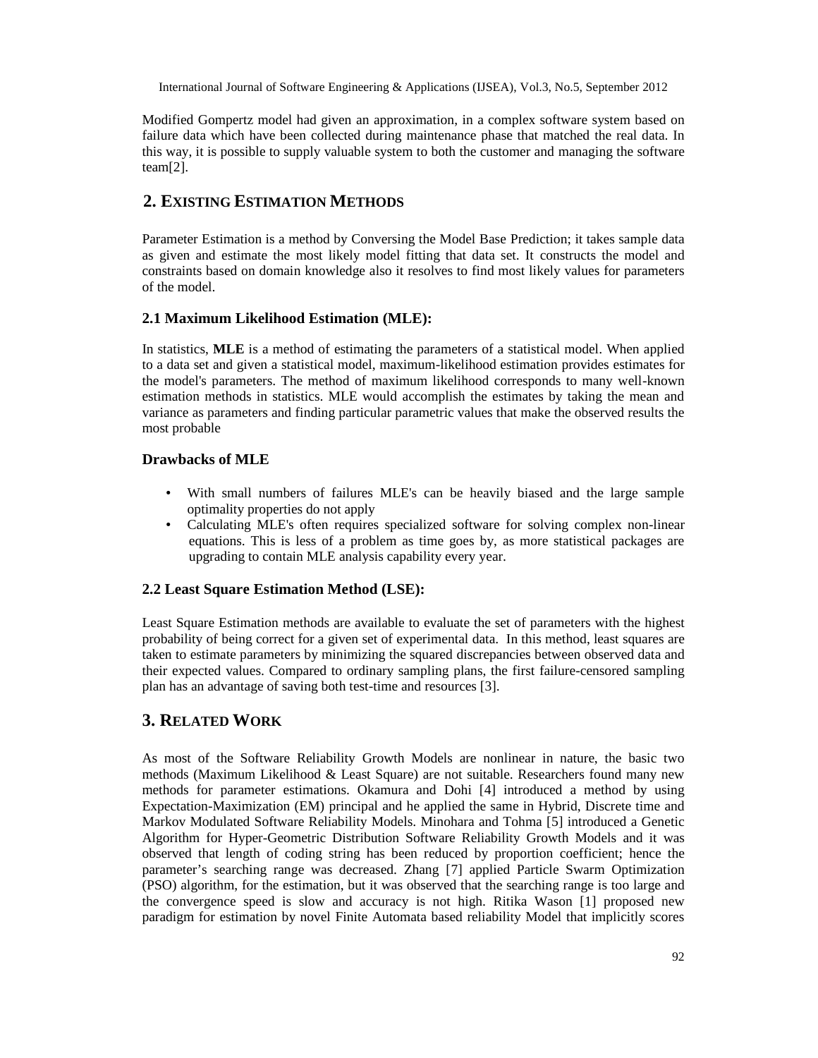Modified Gompertz model had given an approximation, in a complex software system based on failure data which have been collected during maintenance phase that matched the real data. In this way, it is possible to supply valuable system to both the customer and managing the software team[2].

## 2. EXISTING ESTIMATION METHODS

Parameter Estimation is a method by Conversing the Model Base Prediction; it takes sample data as given and estimate the most likely model fitting that data set. It constructs the model and constraints based on domain knowledge also it resolves to find most likely values for parameters of the model.

### 2.1 Maximum Likelihood Estimation (MLE):

In statistics, **MLE** is a method of estimating the parameters of a statistical model. When applied to a data set and given a statistical model, maximum-likelihood estimation provides estimates for the model's parameters. The method of maximum likelihood corresponds to many well-known estimation methods in statistics. MLE would accomplish the estimates by taking the mean and variance as parameters and finding particular parametric values that make the observed results the most probable

### Drawbacks of MLE

- With small numbers of failures MLE's can be heavily biased and the large sample optimality properties do not apply
- Calculating MLE's often requires specialized software for solving complex non-linear equations. This is less of a problem as time goes by, as more statistical packages are upgrading to contain MLE analysis capability every year.

### 2.2 Least Square Estimation Method (LSE):

Least Square Estimation methods are available to evaluate the set of parameters with the highest probability of being correct for a given set of experimental data. In this method, least squares are taken to estimate parameters by minimizing the squared discrepancies between observed data and their expected values. Compared to ordinary sampling plans, the first failure-censored sampling plan has an advantage of saving both test-time and resources [3].

## 3. RELATED WORK

As most of the Software Reliability Growth Models are nonlinear in nature, the basic two methods (Maximum Likelihood & Least Square) are not suitable. Researchers found many new methods for parameter estimations. Okamura and Dohi [4] introduced a method by using Expectation-Maximization (EM) principal and he applied the same in Hybrid, Discrete time and Markov Modulated Software Reliability Models. Minohara and Tohma [5] introduced a Genetic Algorithm for Hyper-Geometric Distribution Software Reliability Growth Models and it was observed that length of coding string has been reduced by proportion coefficient; hence the parameter's searching range was decreased. Zhang [7] applied Particle Swarm Optimization (PSO) algorithm, for the estimation, but it was observed that the searching range is too large and the convergence speed is slow and accuracy is not high. Ritika Wason [1] proposed new paradigm for estimation by novel Finite Automata based reliability Model that implicitly scores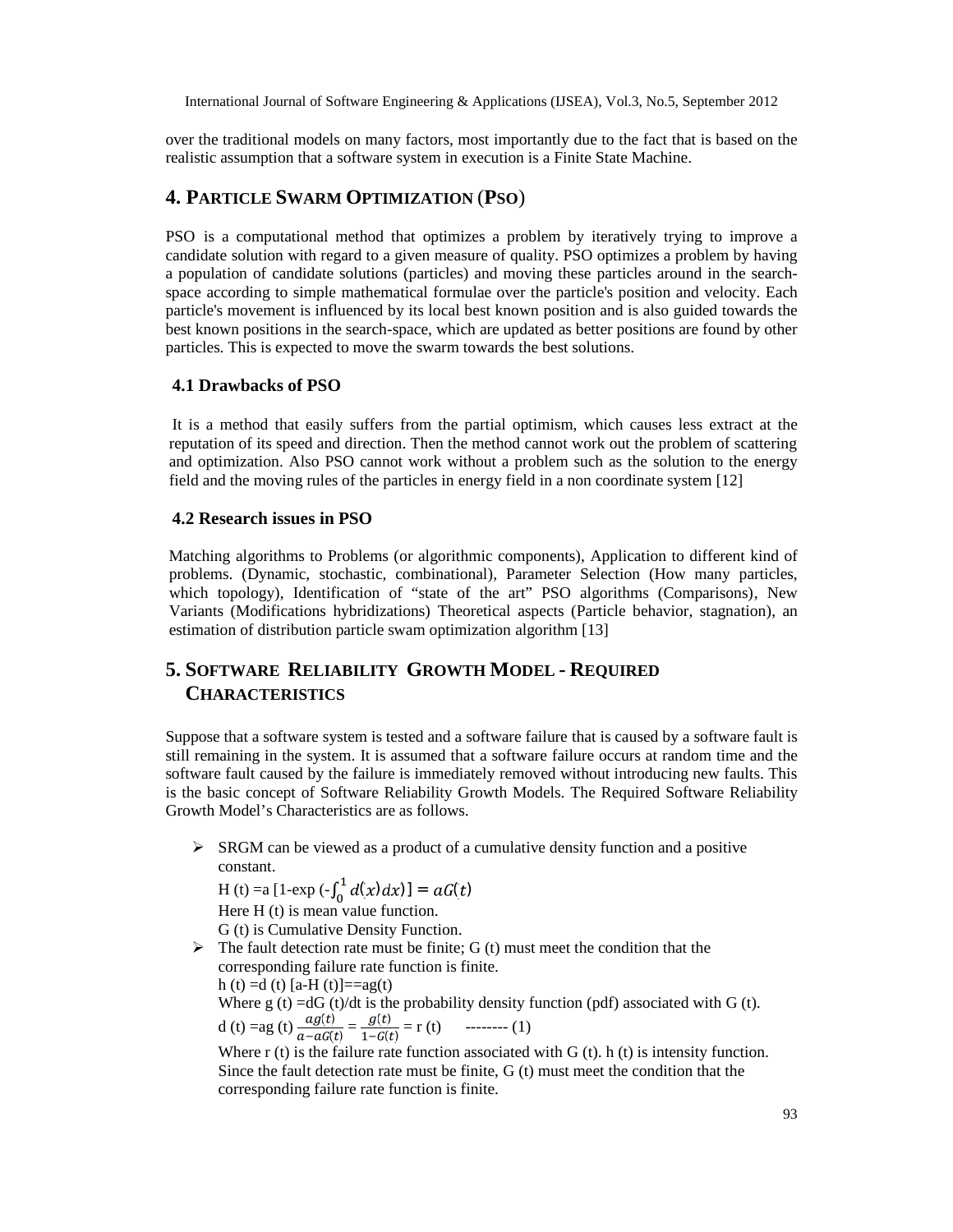over the traditional models on many factors, most importantly due to the fact that is based on the realistic assumption that a software system in execution is a Finite State Machine.

## 4. Particle Swarm Optimization (PSO)

PSO is a computational method that optimizes a problem by iteratively trying to improve a candidate solution with regard to a given measure of quality. PSO optimizes a problem by having a population of candidate solutions (particles) and moving these particles around in the search-space according to simple mathematical formulae over the particle's position and velocity. Each particle's movement is influenced by its local best known position and is also guided towards the best known positions in the search-space, which are updated as better positions are found by other particles. This is expected to move the swarm towards the best solutions.

### 4.1 Drawbacks of PSO

It is a method that easily suffers from the partial optimism, which causes less extract at the reputation of its speed and direction. Then the method cannot work out the problem of scattering and optimization. Also PSO cannot work without a problem such as the solution to the energy field and the moving rules of the particles in energy field in a non coordinate system [12]

### 4.2 Research issues in PSO

Matching algorithms to Problems (or algorithmic components), Application to different kind of problems. (Dynamic, stochastic, combinational), Parameter Selection (How many particles, which topology), Identification of "state of the art" PSO algorithms (Comparisons), New Variants (Modifications hybridizations) Theoretical aspects (Particle behavior, stagnation), an estimation of distribution particle swam optimization algorithm [13]

## 5. Software Reliability Growth Model - Required Characteristics

Suppose that a software system is tested and a software failure that is caused by a software fault is still remaining in the system. It is assumed that a software failure occurs at random time and the software fault caused by the failure is immediately removed without introducing new faults. This is the basic concept of Software Reliability Growth Models. The Required Software Reliability Growth Model's Characteristics are as follows.

- SRGM can be viewed as a product of a cumulative density function and a positive constant.

  $H(t) = a\,[1-\exp(-\int_0^1 d(x)\,dx)] = aG(t)$

  Here H (t) is mean value function.

  G (t) is Cumulative Density Function.

- The fault detection rate must be finite; G (t) must meet the condition that the corresponding failure rate function is finite.

  $h(t) = d(t)\,[a-H(t)] == ag(t)$

  Where $g(t) = dG(t)/dt$ is the probability density function (pdf) associated with G (t).

  $d(t) = ag(t)\,\frac{ag(t)}{a-aG(t)} = \frac{g(t)}{1-G(t)} = r(t)$ -------- (1)

  Where r (t) is the failure rate function associated with G (t). h (t) is intensity function. Since the fault detection rate must be finite, G (t) must meet the condition that the corresponding failure rate function is finite.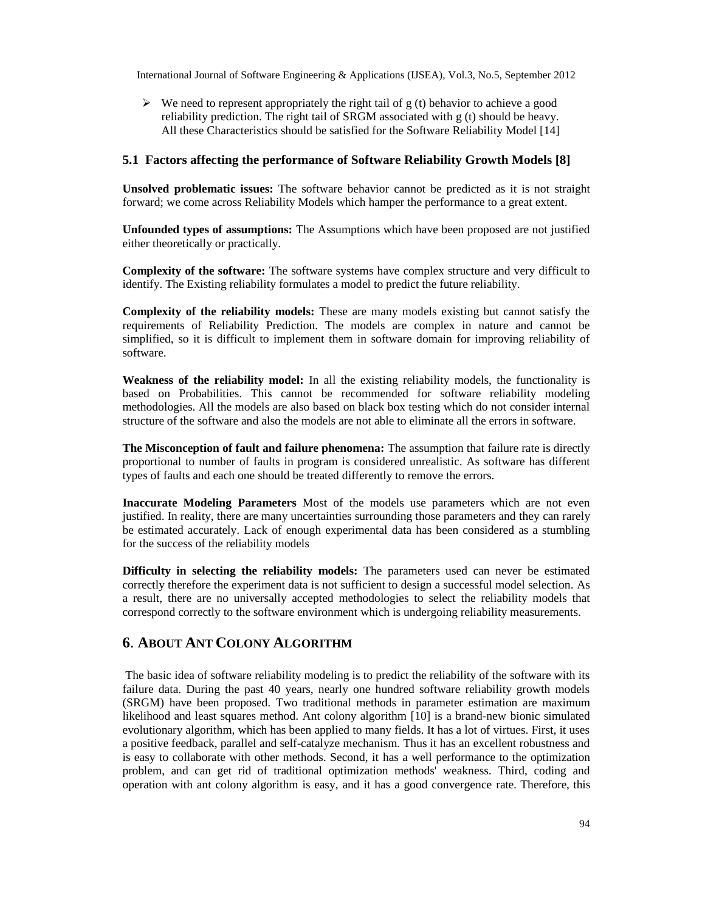- We need to represent appropriately the right tail of g (t) behavior to achieve a good reliability prediction. The right tail of SRGM associated with g (t) should be heavy. All these Characteristics should be satisfied for the Software Reliability Model [14]

### 5.1 Factors affecting the performance of Software Reliability Growth Models [8]

**Unsolved problematic issues:** The software behavior cannot be predicted as it is not straight forward; we come across Reliability Models which hamper the performance to a great extent.

**Unfounded types of assumptions:** The Assumptions which have been proposed are not justified either theoretically or practically.

**Complexity of the software:** The software systems have complex structure and very difficult to identify. The Existing reliability formulates a model to predict the future reliability.

**Complexity of the reliability models:** These are many models existing but cannot satisfy the requirements of Reliability Prediction. The models are complex in nature and cannot be simplified, so it is difficult to implement them in software domain for improving reliability of software.

**Weakness of the reliability model:** In all the existing reliability models, the functionality is based on Probabilities. This cannot be recommended for software reliability modeling methodologies. All the models are also based on black box testing which do not consider internal structure of the software and also the models are not able to eliminate all the errors in software.

**The Misconception of fault and failure phenomena:** The assumption that failure rate is directly proportional to number of faults in program is considered unrealistic. As software has different types of faults and each one should be treated differently to remove the errors.

**Inaccurate Modeling Parameters** Most of the models use parameters which are not even justified. In reality, there are many uncertainties surrounding those parameters and they can rarely be estimated accurately. Lack of enough experimental data has been considered as a stumbling for the success of the reliability models

**Difficulty in selecting the reliability models:** The parameters used can never be estimated correctly therefore the experiment data is not sufficient to design a successful model selection. As a result, there are no universally accepted methodologies to select the reliability models that correspond correctly to the software environment which is undergoing reliability measurements.

## 6. About Ant Colony Algorithm

The basic idea of software reliability modeling is to predict the reliability of the software with its failure data. During the past 40 years, nearly one hundred software reliability growth models (SRGM) have been proposed. Two traditional methods in parameter estimation are maximum likelihood and least squares method. Ant colony algorithm [10] is a brand-new bionic simulated evolutionary algorithm, which has been applied to many fields. It has a lot of virtues. First, it uses a positive feedback, parallel and self-catalyze mechanism. Thus it has an excellent robustness and is easy to collaborate with other methods. Second, it has a well performance to the optimization problem, and can get rid of traditional optimization methods' weakness. Third, coding and operation with ant colony algorithm is easy, and it has a good convergence rate. Therefore, this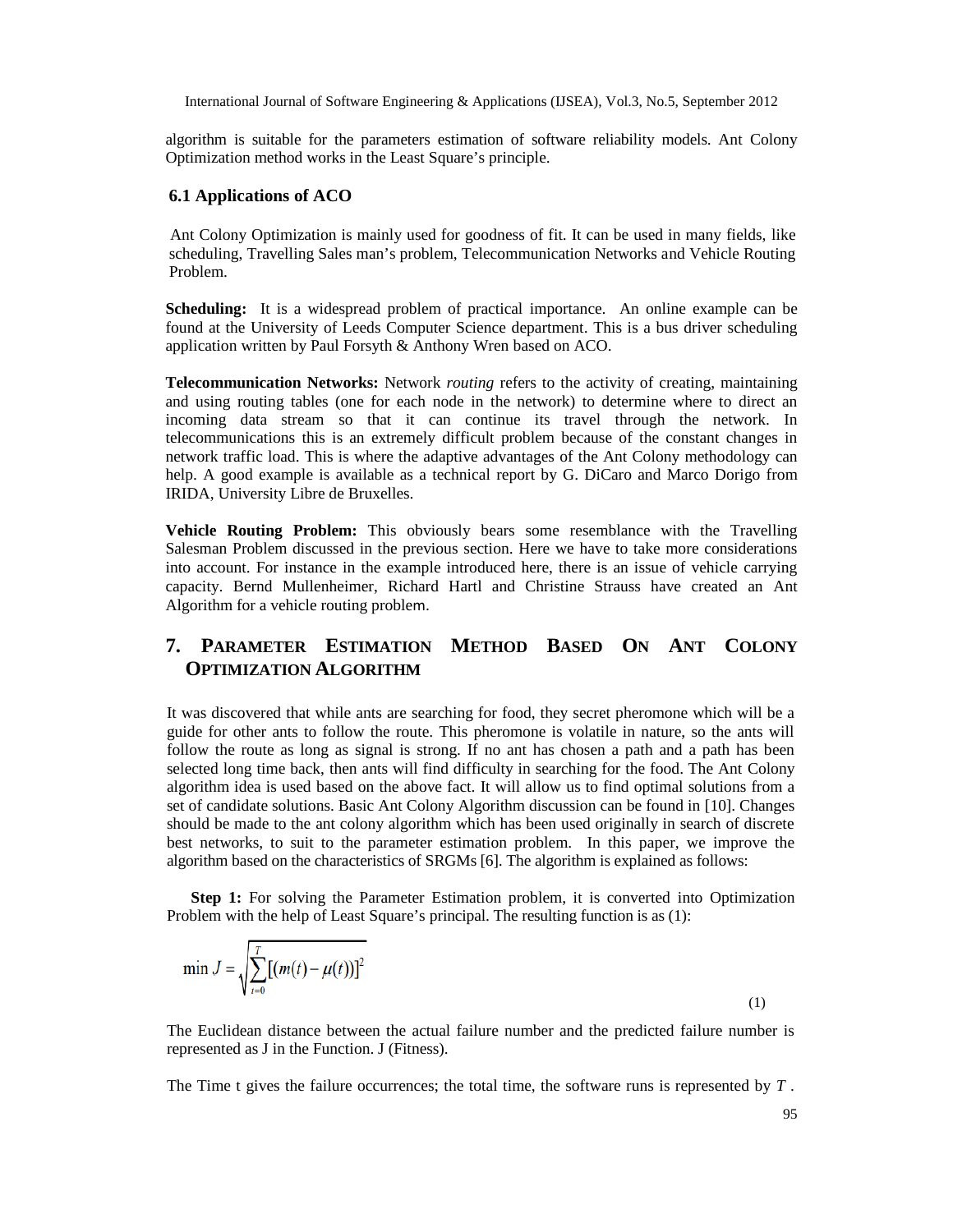algorithm is suitable for the parameters estimation of software reliability models. Ant Colony Optimization method works in the Least Square's principle.

### 6.1 Applications of ACO

Ant Colony Optimization is mainly used for goodness of fit. It can be used in many fields, like scheduling, Travelling Sales man's problem, Telecommunication Networks and Vehicle Routing Problem.

**Scheduling:** It is a widespread problem of practical importance. An online example can be found at the University of Leeds Computer Science department. This is a bus driver scheduling application written by Paul Forsyth & Anthony Wren based on ACO.

**Telecommunication Networks:** Network *routing* refers to the activity of creating, maintaining and using routing tables (one for each node in the network) to determine where to direct an incoming data stream so that it can continue its travel through the network. In telecommunications this is an extremely difficult problem because of the constant changes in network traffic load. This is where the adaptive advantages of the Ant Colony methodology can help. A good example is available as a technical report by G. DiCaro and Marco Dorigo from IRIDA, University Libre de Bruxelles.

**Vehicle Routing Problem:** This obviously bears some resemblance with the Travelling Salesman Problem discussed in the previous section. Here we have to take more considerations into account. For instance in the example introduced here, there is an issue of vehicle carrying capacity. Bernd Mullenheimer, Richard Hartl and Christine Strauss have created an Ant Algorithm for a vehicle routing problem.

## 7. Parameter Estimation Method Based On Ant Colony Optimization Algorithm

It was discovered that while ants are searching for food, they secret pheromone which will be a guide for other ants to follow the route. This pheromone is volatile in nature, so the ants will follow the route as long as signal is strong. If no ant has chosen a path and a path has been selected long time back, then ants will find difficulty in searching for the food. The Ant Colony algorithm idea is used based on the above fact. It will allow us to find optimal solutions from a set of candidate solutions. Basic Ant Colony Algorithm discussion can be found in [10]. Changes should be made to the ant colony algorithm which has been used originally in search of discrete best networks, to suit to the parameter estimation problem. In this paper, we improve the algorithm based on the characteristics of SRGMs [6]. The algorithm is explained as follows:

**Step 1:** For solving the Parameter Estimation problem, it is converted into Optimization Problem with the help of Least Square's principal. The resulting function is as (1):

$$\min J = \sqrt{\sum_{t=0}^{T}[(m(t)-\mu(t))]^2} \tag{1}$$

The Euclidean distance between the actual failure number and the predicted failure number is represented as J in the Function. J (Fitness).

The Time t gives the failure occurrences; the total time, the software runs is represented by $T$ .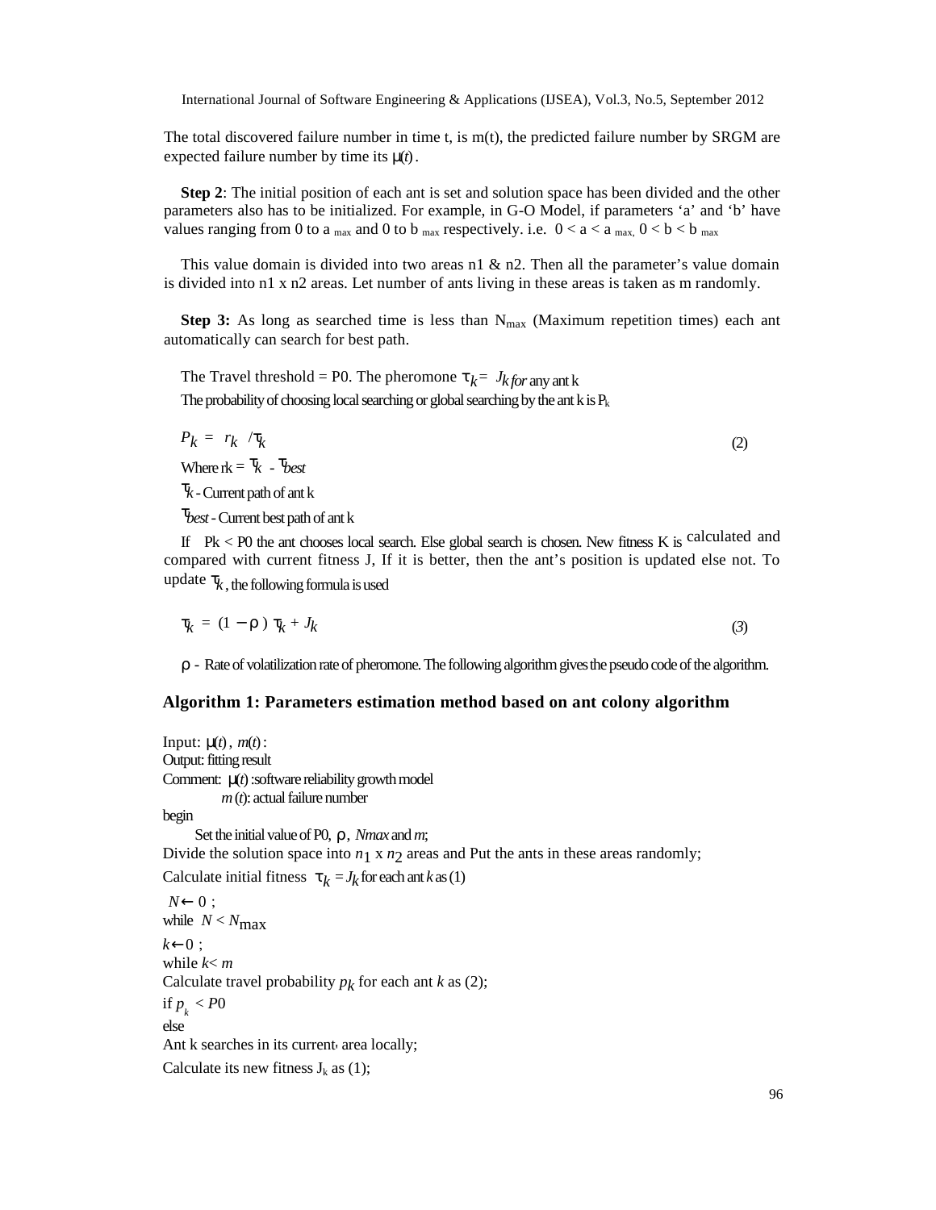The total discovered failure number in time t, is m(t), the predicted failure number by SRGM are expected failure number by time its $\mu(t)$.

**Step 2**: The initial position of each ant is set and solution space has been divided and the other parameters also has to be initialized. For example, in G-O Model, if parameters 'a' and 'b' have values ranging from 0 to $a_{max}$ and 0 to $b_{max}$ respectively. i.e. $0 < a < a_{max}$, $0 < b < b_{max}$

This value domain is divided into two areas n1 & n2. Then all the parameter's value domain is divided into n1 x n2 areas. Let number of ants living in these areas is taken as m randomly.

**Step 3:** As long as searched time is less than $N_{max}$ (Maximum repetition times) each ant automatically can search for best path.

The Travel threshold = P0. The pheromone $\tau_k = J_k$ *for* any ant k

The probability of choosing local searching or global searching by the ant k is $P_k$

$$P_k = r_k / \tau_k \tag{2}$$

Where $r_k = \tau_k - \tau_{best}$

$\tau_k$ - Current path of ant k

$\tau_{best}$ - Current best path of ant k

If Pk < P0 the ant chooses local search. Else global search is chosen. New fitness K is calculated and compared with current fitness J, If it is better, then the ant's position is updated else not. To update $\tau_k$, the following formula is used

$$\tau_k = (1 - \rho)\,\tau_k + J_k \tag{3}$$

$\rho$ - Rate of volatilization rate of pheromone. The following algorithm gives the pseudo code of the algorithm.

### Algorithm 1: Parameters estimation method based on ant colony algorithm

Input: $\mu(t)$, $m(t)$:

Output: fitting result

Comment: $\mu(t)$ :software reliability growth model

$m(t)$: actual failure number

begin

Set the initial value of P0, $\rho$, *Nmax* and *m*;

Divide the solution space into $n_1$ x $n_2$ areas and Put the ants in these areas randomly;

Calculate initial fitness $\tau_k = J_k$ for each ant $k$ as (1)

$N \leftarrow 0$ ;

while $N < N_{max}$

$k \leftarrow 0$ ;

while $k < m$

Calculate travel probability $p_k$ for each ant $k$ as (2);

if $p_k < P0$

else

Ant k searches in its current area locally;

Calculate its new fitness $J_k$ as (1);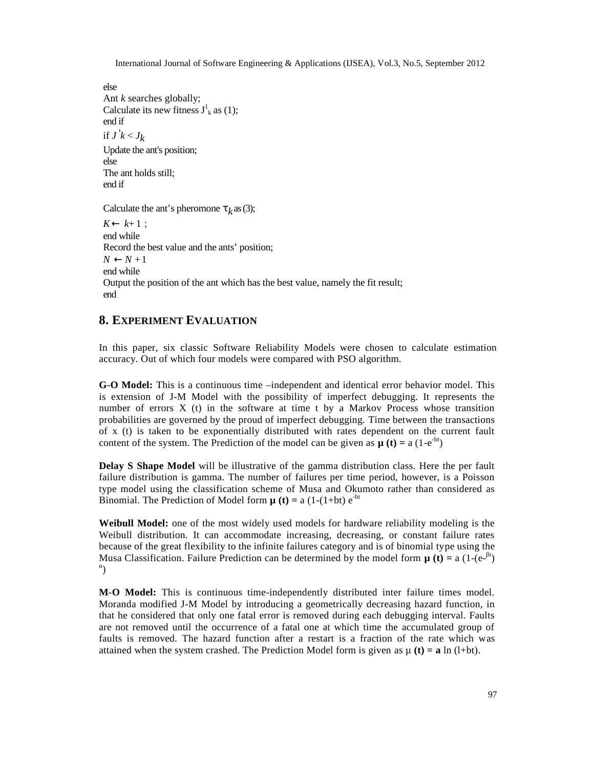```
else
Ant k searches globally;
Calculate its new fitness J^1_k as (1);
end if
if J'k < Jk
Update the ant's position;
else
The ant holds still;
end if

Calculate the ant's pheromone τk as (3);
K ← k+ 1 ;
end while
Record the best value and the ants' position;
N ← N + 1
end while
Output the position of the ant which has the best value, namely the fit result;
end
```

## 8. EXPERIMENT EVALUATION

In this paper, six classic Software Reliability Models were chosen to calculate estimation accuracy. Out of which four models were compared with PSO algorithm.

**G-O Model:** This is a continuous time –independent and identical error behavior model. This is extension of J-M Model with the possibility of imperfect debugging. It represents the number of errors X (t) in the software at time t by a Markov Process whose transition probabilities are governed by the proud of imperfect debugging. Time between the transactions of x (t) is taken to be exponentially distributed with rates dependent on the current fault content of the system. The Prediction of the model can be given as $\mu(t) = a(1-e^{-bt})$

**Delay S Shape Model** will be illustrative of the gamma distribution class. Here the per fault failure distribution is gamma. The number of failures per time period, however, is a Poisson type model using the classification scheme of Musa and Okumoto rather than considered as Binomial. The Prediction of Model form $\mu(t) = a(1-(1+bt)e^{-bt})$

**Weibull Model:** one of the most widely used models for hardware reliability modeling is the Weibull distribution. It can accommodate increasing, decreasing, or constant failure rates because of the great flexibility to the infinite failures category and is of binomial type using the Musa Classification. Failure Prediction can be determined by the model form $\mu(t) = a(1-(e^{-\beta t})^{\alpha})$

**M-O Model:** This is continuous time-independently distributed inter failure times model. Moranda modified J-M Model by introducing a geometrically decreasing hazard function, in that he considered that only one fatal error is removed during each debugging interval. Faults are not removed until the occurrence of a fatal one at which time the accumulated group of faults is removed. The hazard function after a restart is a fraction of the rate which was attained when the system crashed. The Prediction Model form is given as $\mu(t) = a \ln(l+bt)$.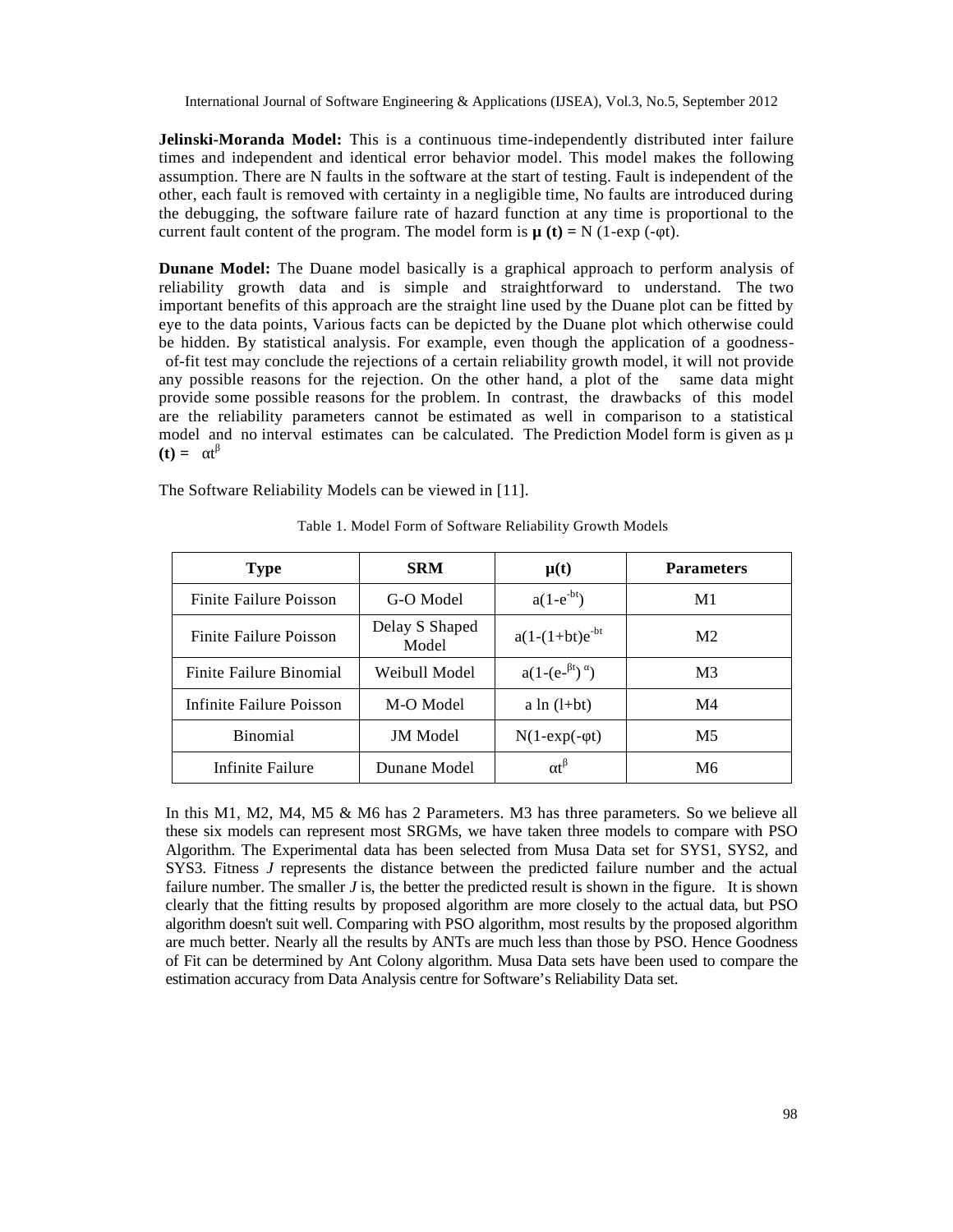**Jelinski-Moranda Model:** This is a continuous time-independently distributed inter failure times and independent and identical error behavior model. This model makes the following assumption. There are N faults in the software at the start of testing. Fault is independent of the other, each fault is removed with certainty in a negligible time, No faults are introduced during the debugging, the software failure rate of hazard function at any time is proportional to the current fault content of the program. The model form is **μ (t) =** N (1-exp (-φt).

**Dunane Model:** The Duane model basically is a graphical approach to perform analysis of reliability growth data and is simple and straightforward to understand. The two important benefits of this approach are the straight line used by the Duane plot can be fitted by eye to the data points, Various facts can be depicted by the Duane plot which otherwise could be hidden. By statistical analysis. For example, even though the application of a goodness-of-fit test may conclude the rejections of a certain reliability growth model, it will not provide any possible reasons for the rejection. On the other hand, a plot of the same data might provide some possible reasons for the problem. In contrast, the drawbacks of this model are the reliability parameters cannot be estimated as well in comparison to a statistical model and no interval estimates can be calculated. The Prediction Model form is given as **μ (t) =** $\alpha t^{\beta}$

The Software Reliability Models can be viewed in [11].

Table 1. Model Form of Software Reliability Growth Models

| Type | SRM | μ(t) | Parameters |
|---|---|---|---|
| Finite Failure Poisson | G-O Model | $a(1-e^{-bt})$ | M1 |
| Finite Failure Poisson | Delay S Shaped Model | $a(1-(1+bt)e^{-bt}$ | M2 |
| Finite Failure Binomial | Weibull Model | $a(1-(e^{-\beta t})^{\alpha})$ | M3 |
| Infinite Failure Poisson | M-O Model | a ln (l+bt) | M4 |
| Binomial | JM Model | N(1-exp(-φt) | M5 |
| Infinite Failure | Dunane Model | $\alpha t^{\beta}$ | M6 |

In this M1, M2, M4, M5 & M6 has 2 Parameters. M3 has three parameters. So we believe all these six models can represent most SRGMs, we have taken three models to compare with PSO Algorithm. The Experimental data has been selected from Musa Data set for SYS1, SYS2, and SYS3. Fitness *J* represents the distance between the predicted failure number and the actual failure number. The smaller *J* is, the better the predicted result is shown in the figure. It is shown clearly that the fitting results by proposed algorithm are more closely to the actual data, but PSO algorithm doesn't suit well. Comparing with PSO algorithm, most results by the proposed algorithm are much better. Nearly all the results by ANTs are much less than those by PSO. Hence Goodness of Fit can be determined by Ant Colony algorithm. Musa Data sets have been used to compare the estimation accuracy from Data Analysis centre for Software's Reliability Data set.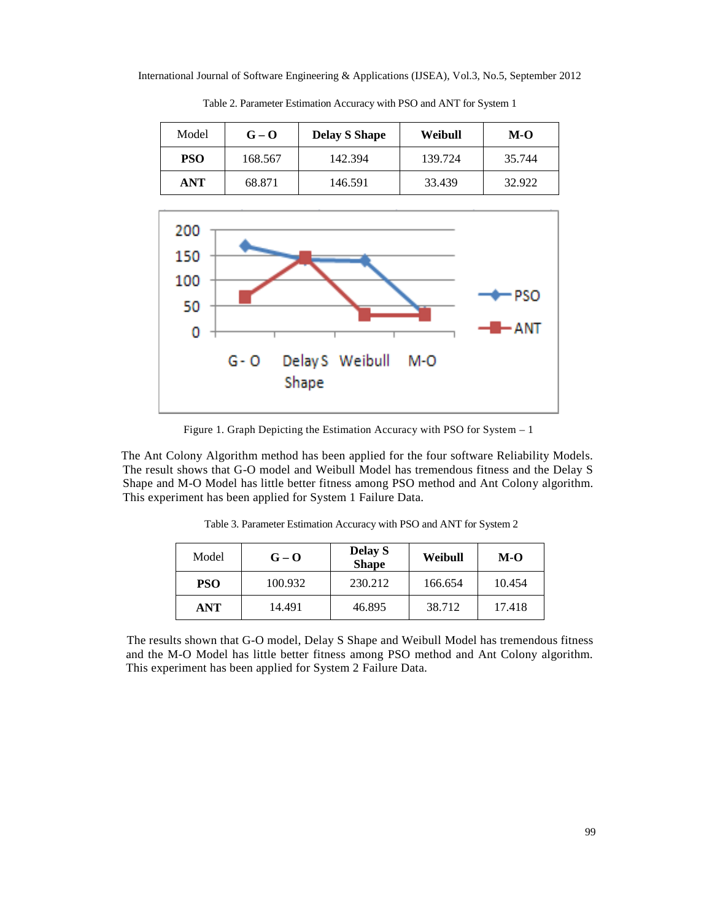Table 2. Parameter Estimation Accuracy with PSO and ANT for System 1

| Model | G – O | Delay S Shape | Weibull | M-O |
|---|---|---|---|---|
| **PSO** | 168.567 | 142.394 | 139.724 | 35.744 |
| **ANT** | 68.871 | 146.591 | 33.439 | 32.922 |

Figure 1. Graph Depicting the Estimation Accuracy with PSO for System – 1

The Ant Colony Algorithm method has been applied for the four software Reliability Models. The result shows that G-O model and Weibull Model has tremendous fitness and the Delay S Shape and M-O Model has little better fitness among PSO method and Ant Colony algorithm. This experiment has been applied for System 1 Failure Data.

Table 3. Parameter Estimation Accuracy with PSO and ANT for System 2

| Model | G – O | Delay S Shape | Weibull | M-O |
|---|---|---|---|---|
| **PSO** | 100.932 | 230.212 | 166.654 | 10.454 |
| **ANT** | 14.491 | 46.895 | 38.712 | 17.418 |

The results shown that G-O model, Delay S Shape and Weibull Model has tremendous fitness and the M-O Model has little better fitness among PSO method and Ant Colony algorithm. This experiment has been applied for System 2 Failure Data.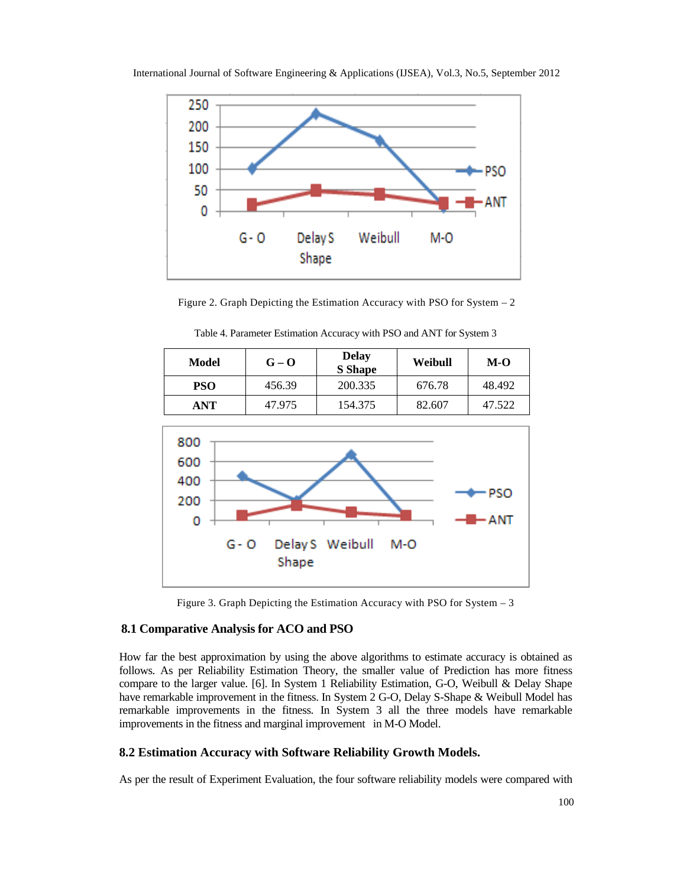Figure 2. Graph Depicting the Estimation Accuracy with PSO for System – 2

Table 4. Parameter Estimation Accuracy with PSO and ANT for System 3

| Model | G – O | Delay S Shape | Weibull | M-O |
|---|---|---|---|---|
| **PSO** | 456.39 | 200.335 | 676.78 | 48.492 |
| **ANT** | 47.975 | 154.375 | 82.607 | 47.522 |

Figure 3. Graph Depicting the Estimation Accuracy with PSO for System – 3

### 8.1 Comparative Analysis for ACO and PSO

How far the best approximation by using the above algorithms to estimate accuracy is obtained as follows. As per Reliability Estimation Theory, the smaller value of Prediction has more fitness compare to the larger value. [6]. In System 1 Reliability Estimation, G-O, Weibull & Delay Shape have remarkable improvement in the fitness. In System 2 G-O, Delay S-Shape & Weibull Model has remarkable improvements in the fitness. In System 3 all the three models have remarkable improvements in the fitness and marginal improvement in M-O Model.

### 8.2 Estimation Accuracy with Software Reliability Growth Models.

As per the result of Experiment Evaluation, the four software reliability models were compared with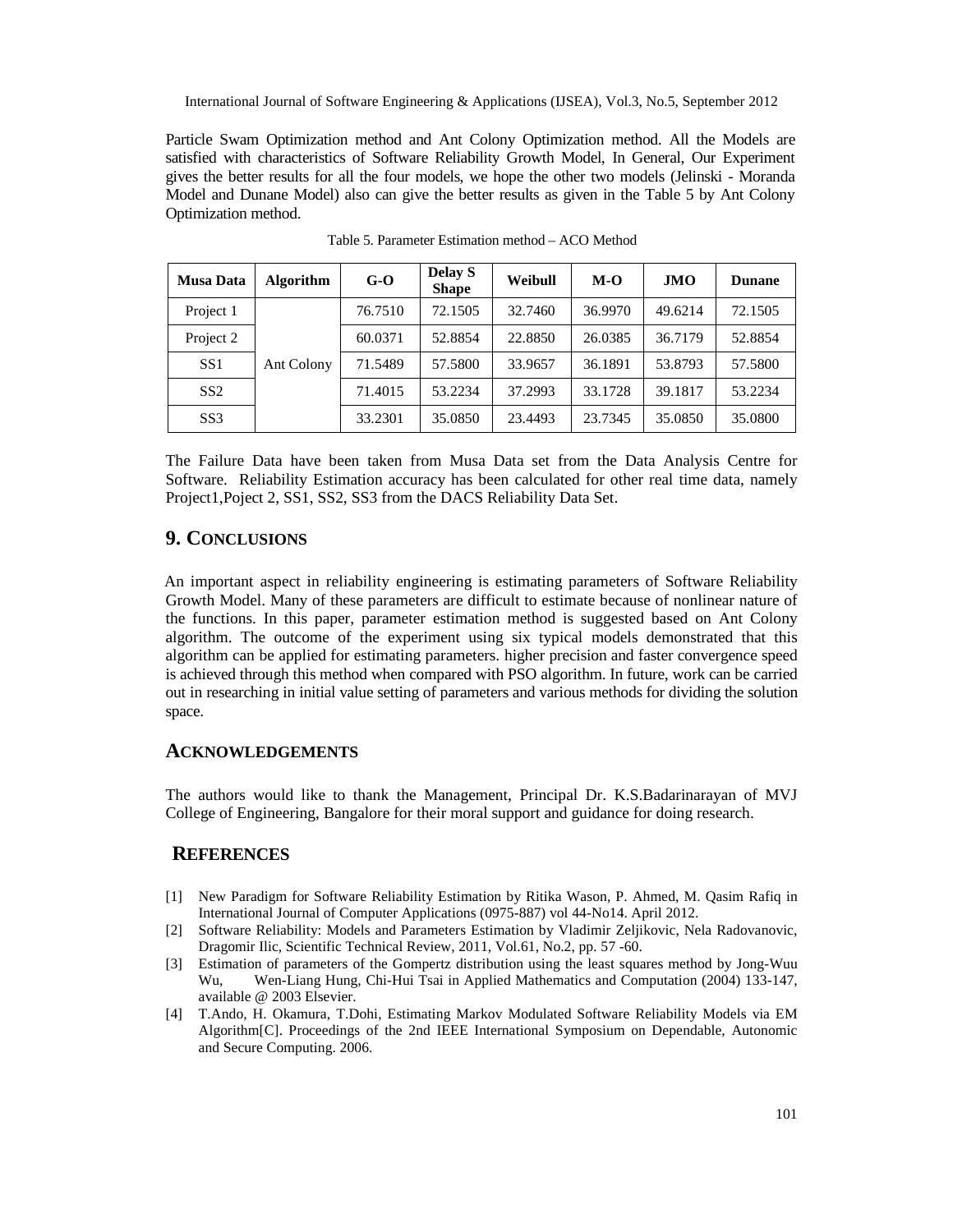Particle Swam Optimization method and Ant Colony Optimization method. All the Models are satisfied with characteristics of Software Reliability Growth Model, In General, Our Experiment gives the better results for all the four models, we hope the other two models (Jelinski - Moranda Model and Dunane Model) also can give the better results as given in the Table 5 by Ant Colony Optimization method.

Table 5. Parameter Estimation method – ACO Method

| Musa Data | Algorithm | G-O | Delay S Shape | Weibull | M-O | JMO | Dunane |
|---|---|---|---|---|---|---|---|
| Project 1 | Ant Colony | 76.7510 | 72.1505 | 32.7460 | 36.9970 | 49.6214 | 72.1505 |
| Project 2 | | 60.0371 | 52.8854 | 22.8850 | 26.0385 | 36.7179 | 52.8854 |
| SS1 | | 71.5489 | 57.5800 | 33.9657 | 36.1891 | 53.8793 | 57.5800 |
| SS2 | | 71.4015 | 53.2234 | 37.2993 | 33.1728 | 39.1817 | 53.2234 |
| SS3 | | 33.2301 | 35.0850 | 23.4493 | 23.7345 | 35.0850 | 35.0800 |

The Failure Data have been taken from Musa Data set from the Data Analysis Centre for Software. Reliability Estimation accuracy has been calculated for other real time data, namely Project1,Poject 2, SS1, SS2, SS3 from the DACS Reliability Data Set.

## 9. CONCLUSIONS

An important aspect in reliability engineering is estimating parameters of Software Reliability Growth Model. Many of these parameters are difficult to estimate because of nonlinear nature of the functions. In this paper, parameter estimation method is suggested based on Ant Colony algorithm. The outcome of the experiment using six typical models demonstrated that this algorithm can be applied for estimating parameters. higher precision and faster convergence speed is achieved through this method when compared with PSO algorithm. In future, work can be carried out in researching in initial value setting of parameters and various methods for dividing the solution space.

## ACKNOWLEDGEMENTS

The authors would like to thank the Management, Principal Dr. K.S.Badarinarayan of MVJ College of Engineering, Bangalore for their moral support and guidance for doing research.

## REFERENCES

[1] New Paradigm for Software Reliability Estimation by Ritika Wason, P. Ahmed, M. Qasim Rafiq in International Journal of Computer Applications (0975-887) vol 44-No14. April 2012.

[2] Software Reliability: Models and Parameters Estimation by Vladimir Zeljikovic, Nela Radovanovic, Dragomir Ilic, Scientific Technical Review, 2011, Vol.61, No.2, pp. 57 -60.

[3] Estimation of parameters of the Gompertz distribution using the least squares method by Jong-Wuu Wu, Wen-Liang Hung, Chi-Hui Tsai in Applied Mathematics and Computation (2004) 133-147, available @ 2003 Elsevier.

[4] T.Ando, H. Okamura, T.Dohi, Estimating Markov Modulated Software Reliability Models via EM Algorithm[C]. Proceedings of the 2nd IEEE International Symposium on Dependable, Autonomic and Secure Computing. 2006.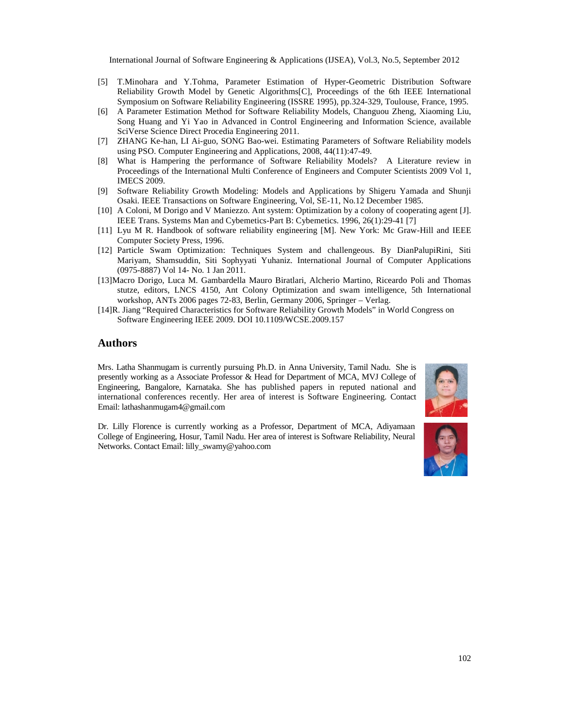[5] T.Minohara and Y.Tohma, Parameter Estimation of Hyper-Geometric Distribution Software Reliability Growth Model by Genetic Algorithms[C], Proceedings of the 6th IEEE International Symposium on Software Reliability Engineering (ISSRE 1995), pp.324-329, Toulouse, France, 1995.

[6] A Parameter Estimation Method for Software Reliability Models, Changuou Zheng, Xiaoming Liu, Song Huang and Yi Yao in Advanced in Control Engineering and Information Science, available SciVerse Science Direct Procedia Engineering 2011.

[7] ZHANG Ke-han, LI Ai-guo, SONG Bao-wei. Estimating Parameters of Software Reliability models using PSO. Computer Engineering and Applications, 2008, 44(11):47-49.

[8] What is Hampering the performance of Software Reliability Models? A Literature review in Proceedings of the International Multi Conference of Engineers and Computer Scientists 2009 Vol 1, IMECS 2009.

[9] Software Reliability Growth Modeling: Models and Applications by Shigeru Yamada and Shunji Osaki. IEEE Transactions on Software Engineering, Vol, SE-11, No.12 December 1985.

[10] A Coloni, M Dorigo and V Maniezzo. Ant system: Optimization by a colony of cooperating agent [J]. IEEE Trans. Systems Man and Cybemetics-Part B: Cybemetics. 1996, 26(1):29-41 [7]

[11] Lyu M R. Handbook of software reliability engineering [M]. New York: Mc Graw-Hill and IEEE Computer Society Press, 1996.

[12] Particle Swam Optimization: Techniques System and challengeous. By DianPalupiRini, Siti Mariyam, Shamsuddin, Siti Sophyyati Yuhaniz. International Journal of Computer Applications (0975-8887) Vol 14- No. 1 Jan 2011.

[13]Macro Dorigo, Luca M. Gambardella Mauro Biratlari, Alcherio Martino, Riceardo Poli and Thomas stutze, editors, LNCS 4150, Ant Colony Optimization and swam intelligence, 5th International workshop, ANTs 2006 pages 72-83, Berlin, Germany 2006, Springer – Verlag.

[14]R. Jiang "Required Characteristics for Software Reliability Growth Models" in World Congress on Software Engineering IEEE 2009. DOI 10.1109/WCSE.2009.157

## Authors

Mrs. Latha Shanmugam is currently pursuing Ph.D. in Anna University, Tamil Nadu. She is presently working as a Associate Professor & Head for Department of MCA, MVJ College of Engineering, Bangalore, Karnataka. She has published papers in reputed national and international conferences recently. Her area of interest is Software Engineering. Contact Email: lathashanmugam4@gmail.com

Dr. Lilly Florence is currently working as a Professor, Department of MCA, Adiyamaan College of Engineering, Hosur, Tamil Nadu. Her area of interest is Software Reliability, Neural Networks. Contact Email: lilly_swamy@yahoo.com